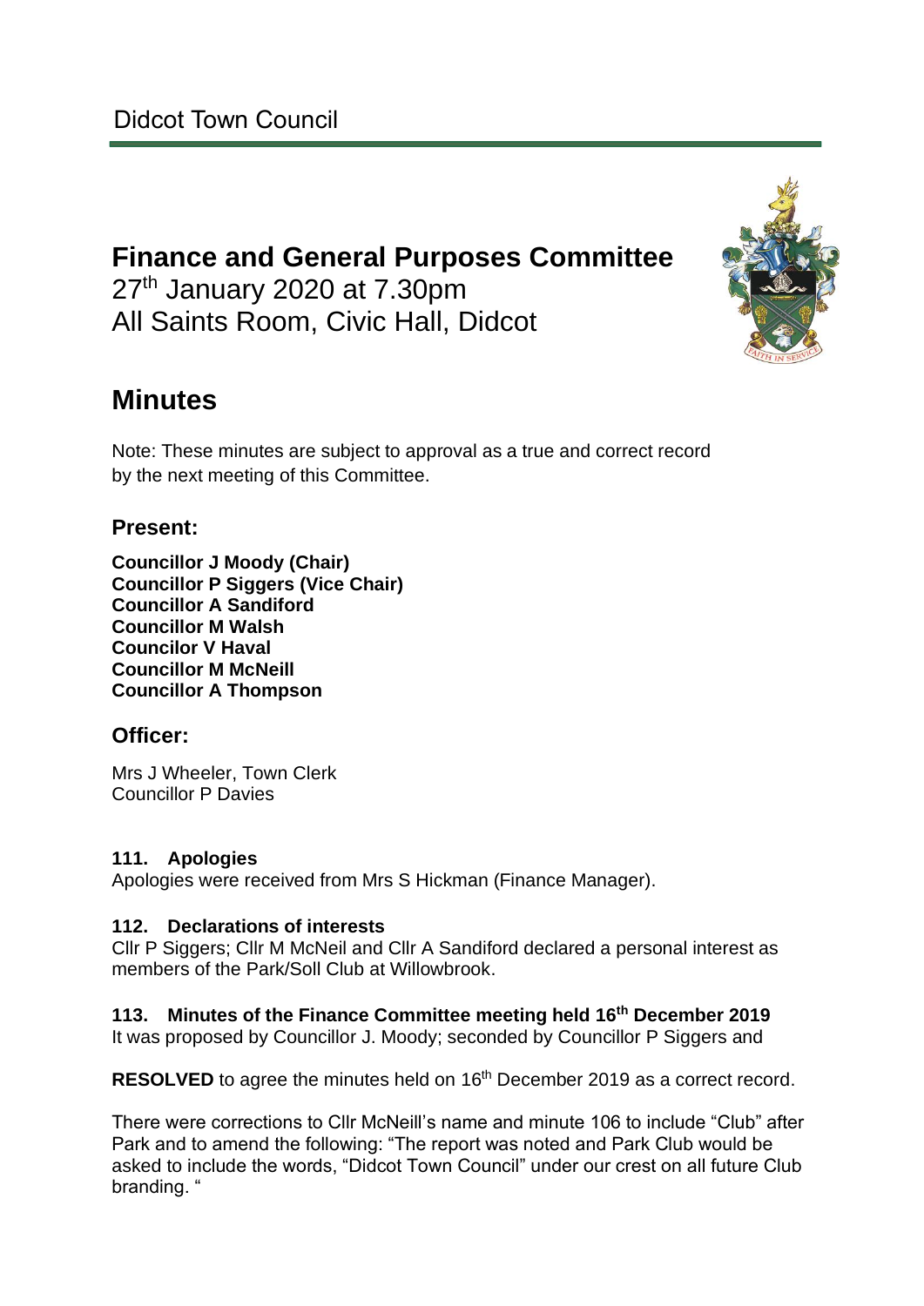Didcot Town Council

# Finance and General Purposes Committee

27th January 2020 at 7.30pm
All Saints Room, Civic Hall, Didcot

# Minutes

Note: These minutes are subject to approval as a true and correct record by the next meeting of this Committee.

## Present:

**Councillor J Moody (Chair)**
**Councillor P Siggers (Vice Chair)**
**Councillor A Sandiford**
**Councillor M Walsh**
**Councilor V Haval**
**Councillor M McNeill**
**Councillor A Thompson**

## Officer:

Mrs J Wheeler, Town Clerk
Councillor P Davies

### 111. Apologies

Apologies were received from Mrs S Hickman (Finance Manager).

### 112. Declarations of interests

Cllr P Siggers; Cllr M McNeil and Cllr A Sandiford declared a personal interest as members of the Park/Soll Club at Willowbrook.

### 113. Minutes of the Finance Committee meeting held 16th December 2019

It was proposed by Councillor J. Moody; seconded by Councillor P Siggers and

**RESOLVED** to agree the minutes held on 16th December 2019 as a correct record.

There were corrections to Cllr McNeill's name and minute 106 to include "Club" after Park and to amend the following: "The report was noted and Park Club would be asked to include the words, "Didcot Town Council" under our crest on all future Club branding. "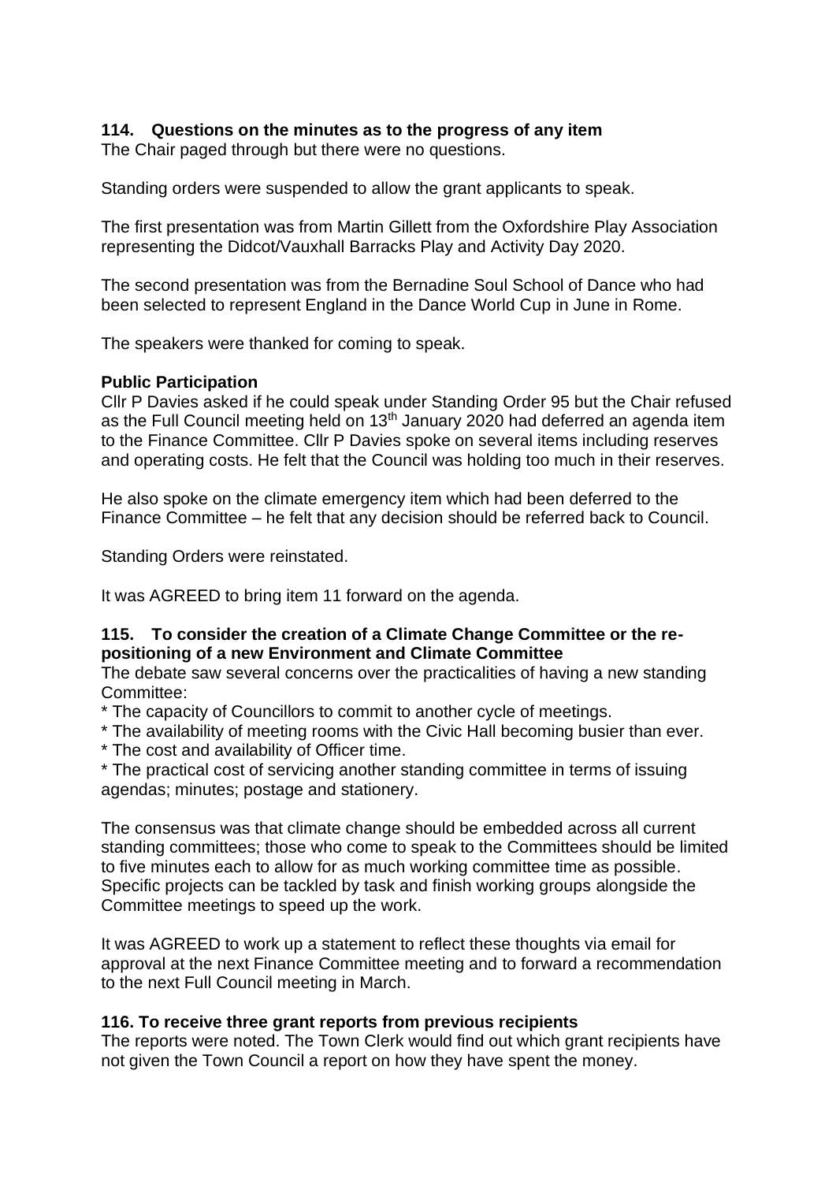### 114. Questions on the minutes as to the progress of any item

The Chair paged through but there were no questions.

Standing orders were suspended to allow the grant applicants to speak.

The first presentation was from Martin Gillett from the Oxfordshire Play Association representing the Didcot/Vauxhall Barracks Play and Activity Day 2020.

The second presentation was from the Bernadine Soul School of Dance who had been selected to represent England in the Dance World Cup in June in Rome.

The speakers were thanked for coming to speak.

**Public Participation**

Cllr P Davies asked if he could speak under Standing Order 95 but the Chair refused as the Full Council meeting held on 13th January 2020 had deferred an agenda item to the Finance Committee. Cllr P Davies spoke on several items including reserves and operating costs. He felt that the Council was holding too much in their reserves.

He also spoke on the climate emergency item which had been deferred to the Finance Committee – he felt that any decision should be referred back to Council.

Standing Orders were reinstated.

It was AGREED to bring item 11 forward on the agenda.

### 115. To consider the creation of a Climate Change Committee or the re-positioning of a new Environment and Climate Committee

The debate saw several concerns over the practicalities of having a new standing Committee:

* The capacity of Councillors to commit to another cycle of meetings.
* The availability of meeting rooms with the Civic Hall becoming busier than ever.
* The cost and availability of Officer time.
* The practical cost of servicing another standing committee in terms of issuing agendas; minutes; postage and stationery.

The consensus was that climate change should be embedded across all current standing committees; those who come to speak to the Committees should be limited to five minutes each to allow for as much working committee time as possible. Specific projects can be tackled by task and finish working groups alongside the Committee meetings to speed up the work.

It was AGREED to work up a statement to reflect these thoughts via email for approval at the next Finance Committee meeting and to forward a recommendation to the next Full Council meeting in March.

### 116. To receive three grant reports from previous recipients

The reports were noted. The Town Clerk would find out which grant recipients have not given the Town Council a report on how they have spent the money.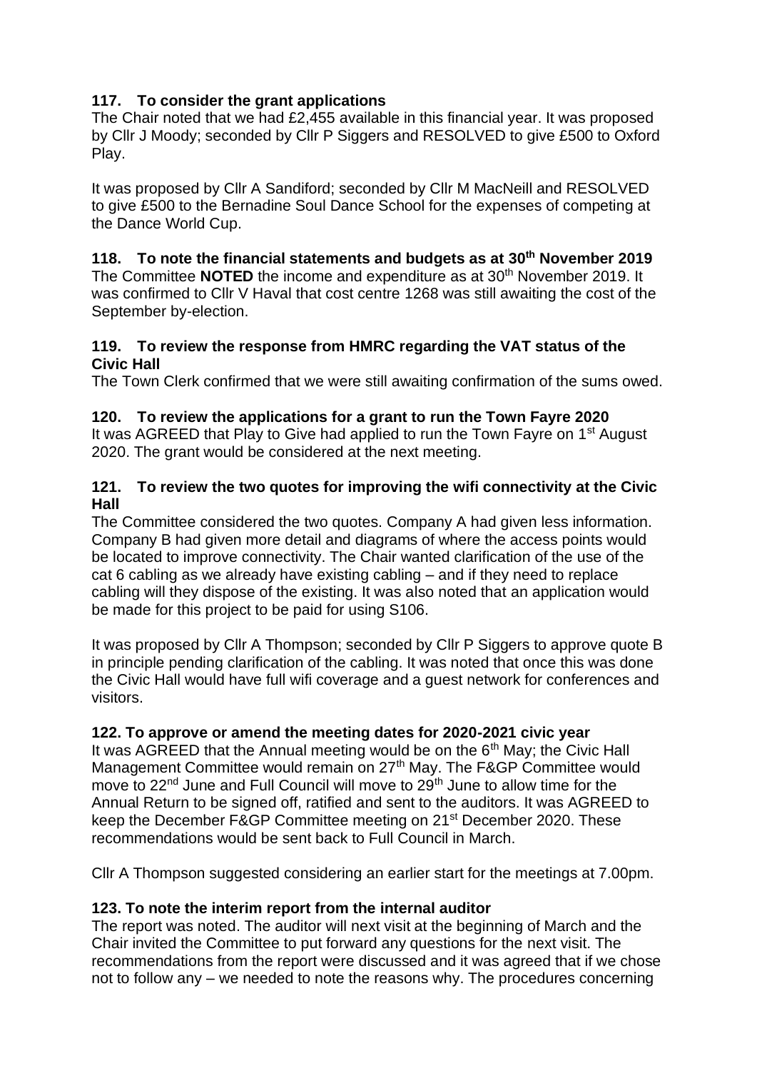### 117. To consider the grant applications

The Chair noted that we had £2,455 available in this financial year. It was proposed by Cllr J Moody; seconded by Cllr P Siggers and RESOLVED to give £500 to Oxford Play.

It was proposed by Cllr A Sandiford; seconded by Cllr M MacNeill and RESOLVED to give £500 to the Bernadine Soul Dance School for the expenses of competing at the Dance World Cup.

### 118. To note the financial statements and budgets as at 30th November 2019

The Committee **NOTED** the income and expenditure as at 30th November 2019. It was confirmed to Cllr V Haval that cost centre 1268 was still awaiting the cost of the September by-election.

### 119. To review the response from HMRC regarding the VAT status of the Civic Hall

The Town Clerk confirmed that we were still awaiting confirmation of the sums owed.

### 120. To review the applications for a grant to run the Town Fayre 2020

It was AGREED that Play to Give had applied to run the Town Fayre on 1st August 2020. The grant would be considered at the next meeting.

### 121. To review the two quotes for improving the wifi connectivity at the Civic Hall

The Committee considered the two quotes. Company A had given less information. Company B had given more detail and diagrams of where the access points would be located to improve connectivity. The Chair wanted clarification of the use of the cat 6 cabling as we already have existing cabling – and if they need to replace cabling will they dispose of the existing. It was also noted that an application would be made for this project to be paid for using S106.

It was proposed by Cllr A Thompson; seconded by Cllr P Siggers to approve quote B in principle pending clarification of the cabling. It was noted that once this was done the Civic Hall would have full wifi coverage and a guest network for conferences and visitors.

### 122. To approve or amend the meeting dates for 2020-2021 civic year

It was AGREED that the Annual meeting would be on the 6th May; the Civic Hall Management Committee would remain on 27th May. The F&GP Committee would move to 22nd June and Full Council will move to 29th June to allow time for the Annual Return to be signed off, ratified and sent to the auditors. It was AGREED to keep the December F&GP Committee meeting on 21st December 2020. These recommendations would be sent back to Full Council in March.

Cllr A Thompson suggested considering an earlier start for the meetings at 7.00pm.

### 123. To note the interim report from the internal auditor

The report was noted. The auditor will next visit at the beginning of March and the Chair invited the Committee to put forward any questions for the next visit. The recommendations from the report were discussed and it was agreed that if we chose not to follow any – we needed to note the reasons why. The procedures concerning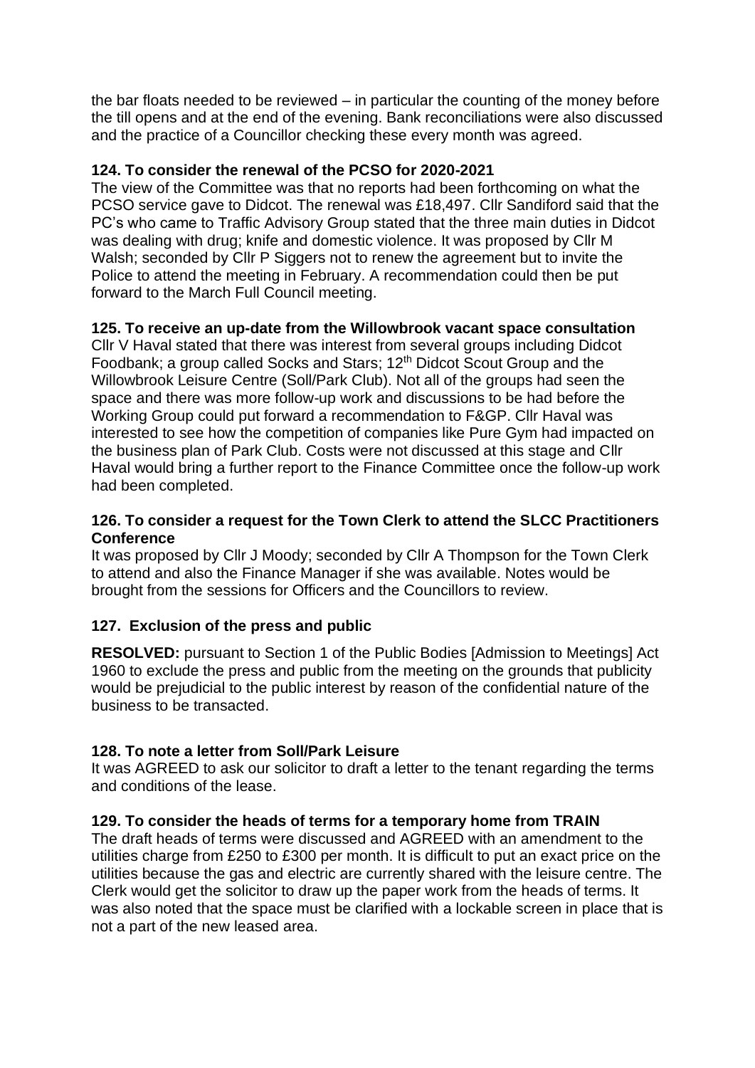the bar floats needed to be reviewed – in particular the counting of the money before the till opens and at the end of the evening. Bank reconciliations were also discussed and the practice of a Councillor checking these every month was agreed.

**124. To consider the renewal of the PCSO for 2020-2021**

The view of the Committee was that no reports had been forthcoming on what the PCSO service gave to Didcot. The renewal was £18,497. Cllr Sandiford said that the PC's who came to Traffic Advisory Group stated that the three main duties in Didcot was dealing with drug; knife and domestic violence. It was proposed by Cllr M Walsh; seconded by Cllr P Siggers not to renew the agreement but to invite the Police to attend the meeting in February. A recommendation could then be put forward to the March Full Council meeting.

**125. To receive an up-date from the Willowbrook vacant space consultation**

Cllr V Haval stated that there was interest from several groups including Didcot Foodbank; a group called Socks and Stars; 12th Didcot Scout Group and the Willowbrook Leisure Centre (Soll/Park Club). Not all of the groups had seen the space and there was more follow-up work and discussions to be had before the Working Group could put forward a recommendation to F&GP. Cllr Haval was interested to see how the competition of companies like Pure Gym had impacted on the business plan of Park Club. Costs were not discussed at this stage and Cllr Haval would bring a further report to the Finance Committee once the follow-up work had been completed.

**126. To consider a request for the Town Clerk to attend the SLCC Practitioners Conference**

It was proposed by Cllr J Moody; seconded by Cllr A Thompson for the Town Clerk to attend and also the Finance Manager if she was available. Notes would be brought from the sessions for Officers and the Councillors to review.

**127. Exclusion of the press and public**

**RESOLVED:** pursuant to Section 1 of the Public Bodies [Admission to Meetings] Act 1960 to exclude the press and public from the meeting on the grounds that publicity would be prejudicial to the public interest by reason of the confidential nature of the business to be transacted.

**128. To note a letter from Soll/Park Leisure**

It was AGREED to ask our solicitor to draft a letter to the tenant regarding the terms and conditions of the lease.

**129. To consider the heads of terms for a temporary home from TRAIN**

The draft heads of terms were discussed and AGREED with an amendment to the utilities charge from £250 to £300 per month. It is difficult to put an exact price on the utilities because the gas and electric are currently shared with the leisure centre. The Clerk would get the solicitor to draw up the paper work from the heads of terms. It was also noted that the space must be clarified with a lockable screen in place that is not a part of the new leased area.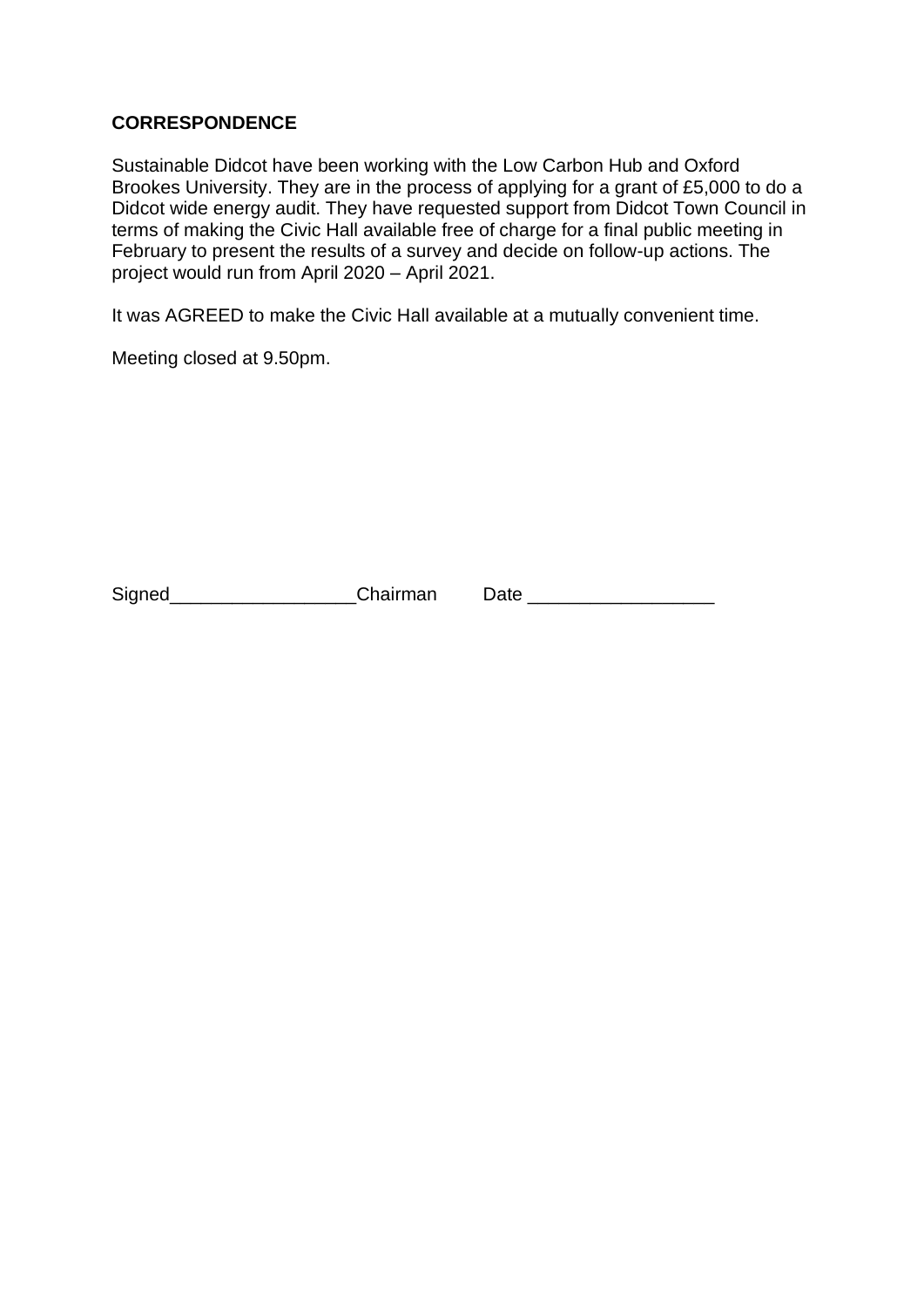**CORRESPONDENCE**

Sustainable Didcot have been working with the Low Carbon Hub and Oxford Brookes University. They are in the process of applying for a grant of £5,000 to do a Didcot wide energy audit. They have requested support from Didcot Town Council in terms of making the Civic Hall available free of charge for a final public meeting in February to present the results of a survey and decide on follow-up actions. The project would run from April 2020 – April 2021.

It was AGREED to make the Civic Hall available at a mutually convenient time.

Meeting closed at 9.50pm.

Signed__________________Chairman      Date __________________